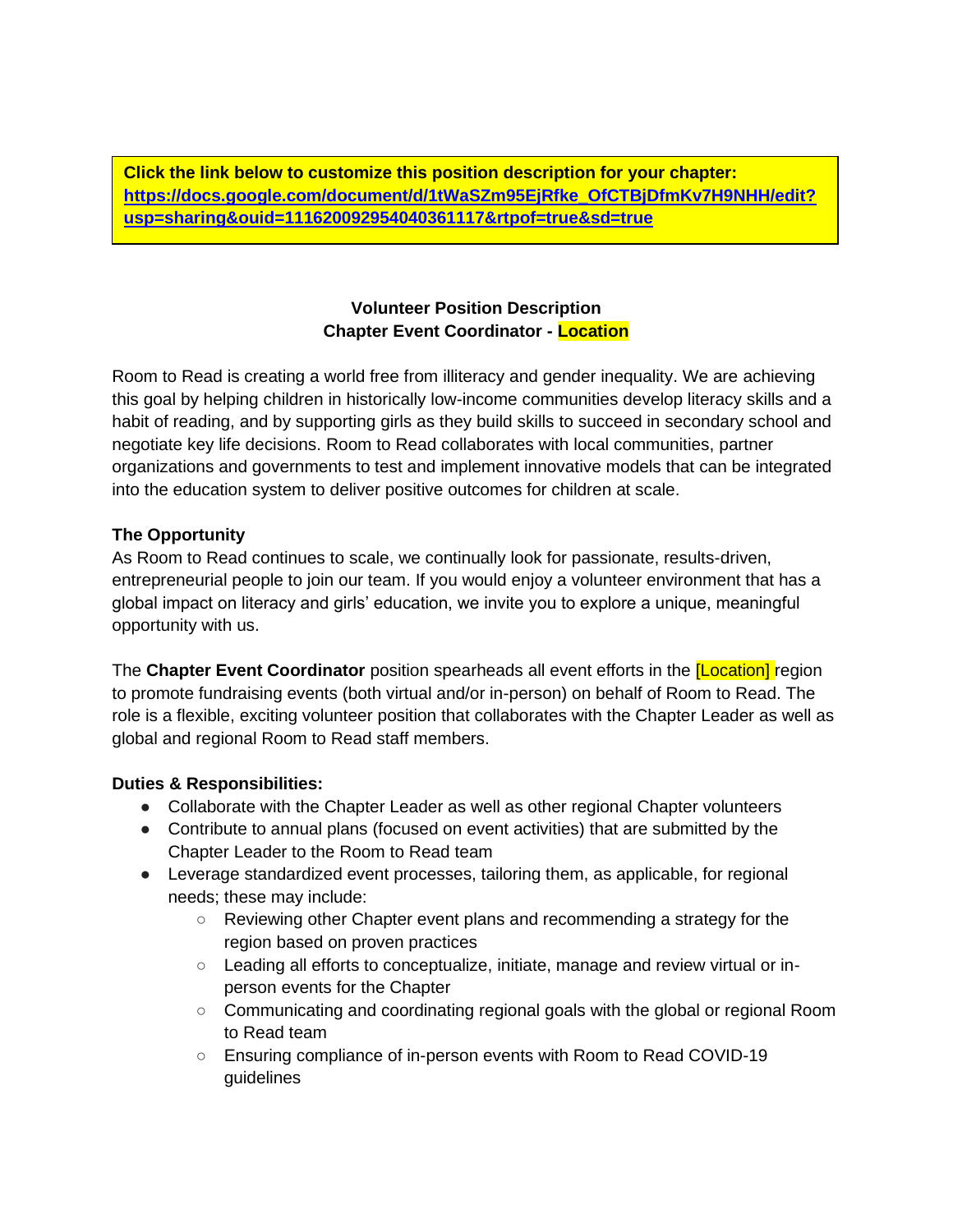**Click the link below to customize this position description for your chapter:**
**https://docs.google.com/document/d/1tWaSZm95EjRfke_OfCTBjDfmKv7H9NHH/edit?usp=sharing&ouid=111620092954040361117&rtpof=true&sd=true**

**Volunteer Position Description**
**Chapter Event Coordinator - Location**

Room to Read is creating a world free from illiteracy and gender inequality. We are achieving this goal by helping children in historically low-income communities develop literacy skills and a habit of reading, and by supporting girls as they build skills to succeed in secondary school and negotiate key life decisions. Room to Read collaborates with local communities, partner organizations and governments to test and implement innovative models that can be integrated into the education system to deliver positive outcomes for children at scale.

**The Opportunity**

As Room to Read continues to scale, we continually look for passionate, results-driven, entrepreneurial people to join our team. If you would enjoy a volunteer environment that has a global impact on literacy and girls' education, we invite you to explore a unique, meaningful opportunity with us.

The **Chapter Event Coordinator** position spearheads all event efforts in the [Location] region to promote fundraising events (both virtual and/or in-person) on behalf of Room to Read. The role is a flexible, exciting volunteer position that collaborates with the Chapter Leader as well as global and regional Room to Read staff members.

**Duties & Responsibilities:**

- Collaborate with the Chapter Leader as well as other regional Chapter volunteers
- Contribute to annual plans (focused on event activities) that are submitted by the Chapter Leader to the Room to Read team
- Leverage standardized event processes, tailoring them, as applicable, for regional needs; these may include:
  - Reviewing other Chapter event plans and recommending a strategy for the region based on proven practices
  - Leading all efforts to conceptualize, initiate, manage and review virtual or in-person events for the Chapter
  - Communicating and coordinating regional goals with the global or regional Room to Read team
  - Ensuring compliance of in-person events with Room to Read COVID-19 guidelines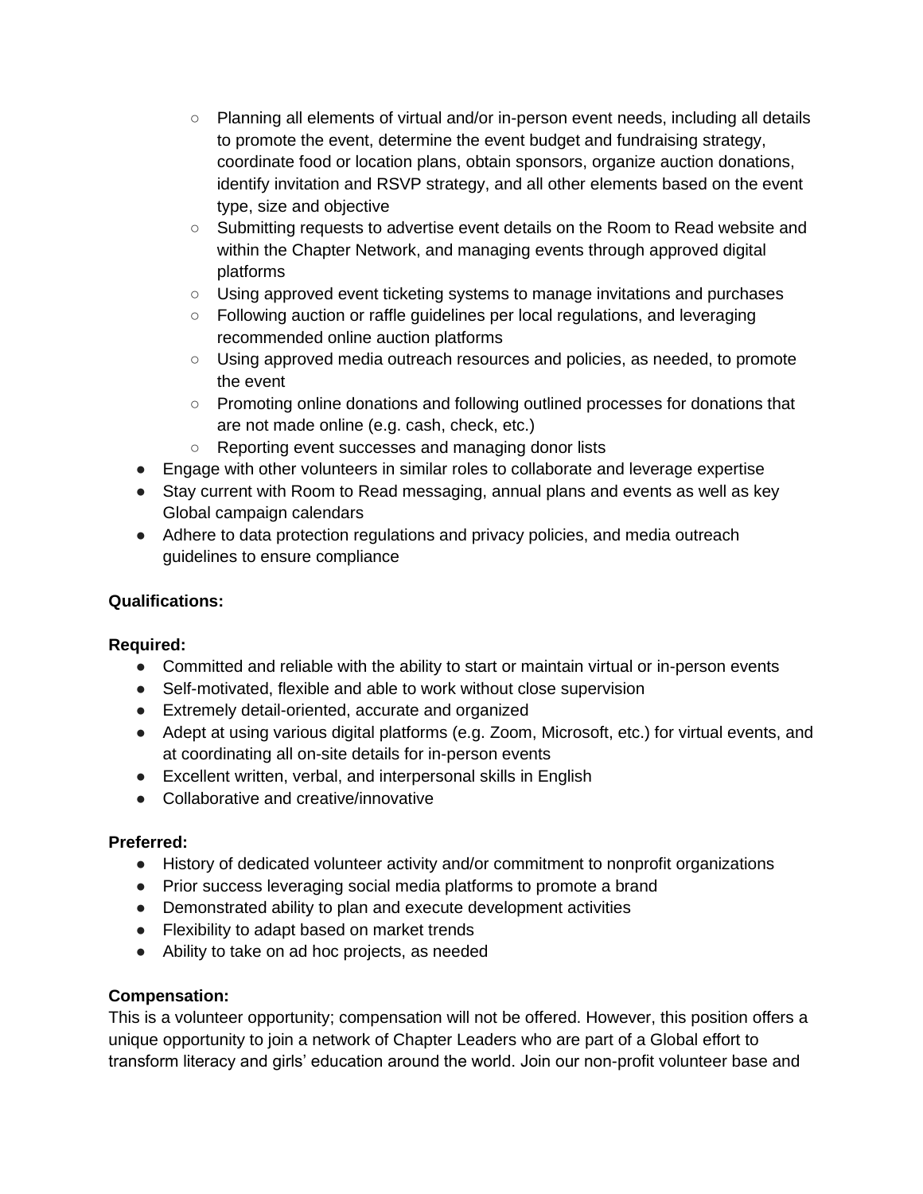- Planning all elements of virtual and/or in-person event needs, including all details to promote the event, determine the event budget and fundraising strategy, coordinate food or location plans, obtain sponsors, organize auction donations, identify invitation and RSVP strategy, and all other elements based on the event type, size and objective
  - Submitting requests to advertise event details on the Room to Read website and within the Chapter Network, and managing events through approved digital platforms
  - Using approved event ticketing systems to manage invitations and purchases
  - Following auction or raffle guidelines per local regulations, and leveraging recommended online auction platforms
  - Using approved media outreach resources and policies, as needed, to promote the event
  - Promoting online donations and following outlined processes for donations that are not made online (e.g. cash, check, etc.)
  - Reporting event successes and managing donor lists
- Engage with other volunteers in similar roles to collaborate and leverage expertise
- Stay current with Room to Read messaging, annual plans and events as well as key Global campaign calendars
- Adhere to data protection regulations and privacy policies, and media outreach guidelines to ensure compliance

**Qualifications:**

**Required:**

- Committed and reliable with the ability to start or maintain virtual or in-person events
- Self-motivated, flexible and able to work without close supervision
- Extremely detail-oriented, accurate and organized
- Adept at using various digital platforms (e.g. Zoom, Microsoft, etc.) for virtual events, and at coordinating all on-site details for in-person events
- Excellent written, verbal, and interpersonal skills in English
- Collaborative and creative/innovative

**Preferred:**

- History of dedicated volunteer activity and/or commitment to nonprofit organizations
- Prior success leveraging social media platforms to promote a brand
- Demonstrated ability to plan and execute development activities
- Flexibility to adapt based on market trends
- Ability to take on ad hoc projects, as needed

**Compensation:**

This is a volunteer opportunity; compensation will not be offered. However, this position offers a unique opportunity to join a network of Chapter Leaders who are part of a Global effort to transform literacy and girls' education around the world. Join our non-profit volunteer base and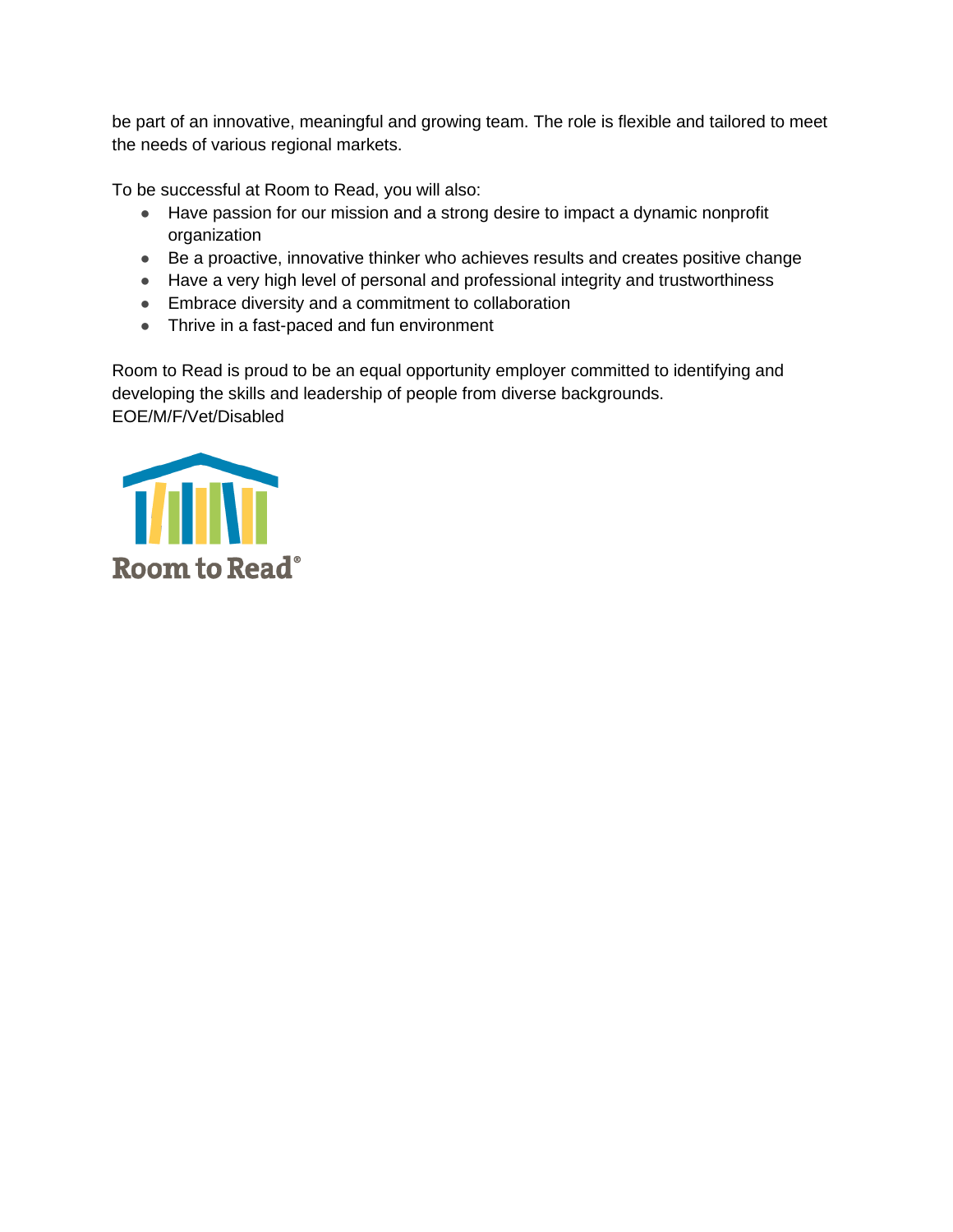be part of an innovative, meaningful and growing team. The role is flexible and tailored to meet the needs of various regional markets.

To be successful at Room to Read, you will also:

- Have passion for our mission and a strong desire to impact a dynamic nonprofit organization
- Be a proactive, innovative thinker who achieves results and creates positive change
- Have a very high level of personal and professional integrity and trustworthiness
- Embrace diversity and a commitment to collaboration
- Thrive in a fast-paced and fun environment

Room to Read is proud to be an equal opportunity employer committed to identifying and developing the skills and leadership of people from diverse backgrounds.
EOE/M/F/Vet/Disabled

Room to Read®